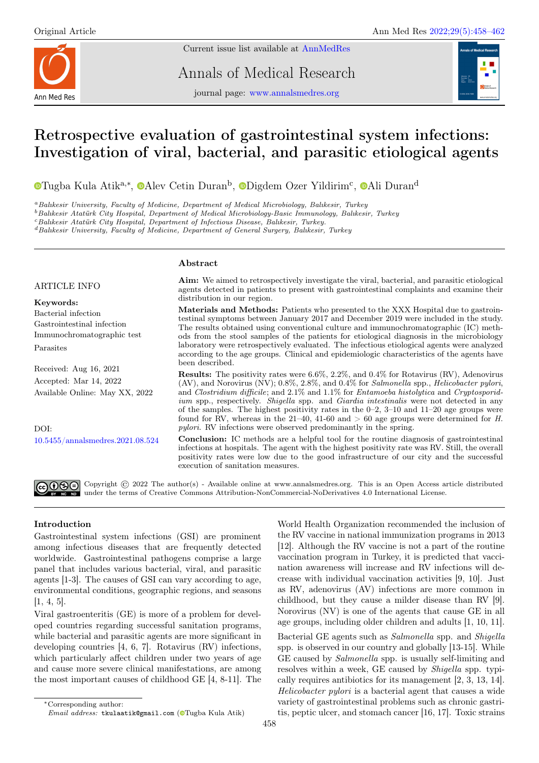Original Article

# Retrospective evaluation of gastrointestinal system infections: Investigation of viral, bacterial, and parasitic etiological agents

Tugba Kula Atik[a,*], Alev Cetin Duran[b], Digdem Ozer Yildirim[c], Ali Duran[d]

[a] *Balıkesir University, Faculty of Medicine, Department of Medical Microbiology, Balıkesir, Turkey*
[b] *Balıkesir Atatürk City Hospital, Department of Medical Microbiology-Basic Immunology, Balıkesir, Turkey*
[c] *Balıkesir Atatürk City Hospital, Department of Infectious Disease, Balıkesir, Turkey.*
[d] *Balıkesir University, Faculty of Medicine, Department of General Surgery, Balıkesir, Turkey*

ARTICLE INFO

**Keywords:**
Bacterial infection
Gastrointestinal infection
Immunochromatographic test
Parasites

Received: Aug 16, 2021
Accepted: Mar 14, 2022
Available Online: May XX, 2022

DOI:
10.5455/annalsmedres.2021.08.524

## Abstract

**Aim:** We aimed to retrospectively investigate the viral, bacterial, and parasitic etiological agents detected in patients to present with gastrointestinal complaints and examine their distribution in our region.

**Materials and Methods:** Patients who presented to the XXX Hospital due to gastrointestinal symptoms between January 2017 and December 2019 were included in the study. The results obtained using conventional culture and immunochromatographic (IC) methods from the stool samples of the patients for etiological diagnosis in the microbiology laboratory were retrospectively evaluated. The infectious etiological agents were analyzed according to the age groups. Clinical and epidemiologic characteristics of the agents have been described.

**Results:** The positivity rates were 6.6%, 2.2%, and 0.4% for Rotavirus (RV), Adenovirus (AV), and Norovirus (NV); 0.8%, 2.8%, and 0.4% for *Salmonella* spp., *Helicobacter pylori*, and *Clostridium difficile*; and 2.1% and 1.1% for *Entamoeba histolytica* and *Cryptosporidium* spp., respectively. *Shigella* spp. and *Giardia intestinalis* were not detected in any of the samples. The highest positivity rates in the 0–2, 3–10 and 11–20 age groups were found for RV, whereas in the 21–40, 41-60 and > 60 age groups were determined for *H. pylori*. RV infections were observed predominantly in the spring.

**Conclusion:** IC methods are a helpful tool for the routine diagnosis of gastrointestinal infections at hospitals. The agent with the highest positivity rate was RV. Still, the overall positivity rates were low due to the good infrastructure of our city and the successful execution of sanitation measures.

Copyright © 2022 The author(s) - Available online at www.annalsmedres.org. This is an Open Access article distributed under the terms of Creative Commons Attribution-NonCommercial-NoDerivatives 4.0 International License.

## Introduction

Gastrointestinal system infections (GSI) are prominent among infectious diseases that are frequently detected worldwide. Gastrointestinal pathogens comprise a large panel that includes various bacterial, viral, and parasitic agents [1-3]. The causes of GSI can vary according to age, environmental conditions, geographic regions, and seasons [1, 4, 5].

Viral gastroenteritis (GE) is more of a problem for developed countries regarding successful sanitation programs, while bacterial and parasitic agents are more significant in developing countries [4, 6, 7]. Rotavirus (RV) infections, which particularly affect children under two years of age and cause more severe clinical manifestations, are among the most important causes of childhood GE [4, 8-11]. The World Health Organization recommended the inclusion of the RV vaccine in national immunization programs in 2013 [12]. Although the RV vaccine is not a part of the routine vaccination program in Turkey, it is predicted that vaccination awareness will increase and RV infections will decrease with individual vaccination activities [9, 10]. Just as RV, adenovirus (AV) infections are more common in childhood, but they cause a milder disease than RV [9]. Norovirus (NV) is one of the agents that cause GE in all age groups, including older children and adults [1, 10, 11].

Bacterial GE agents such as *Salmonella* spp. and *Shigella* spp. is observed in our country and globally [13-15]. While GE caused by *Salmonella* spp. is usually self-limiting and resolves within a week, GE caused by *Shigella* spp. typically requires antibiotics for its management [2, 3, 13, 14]. *Helicobacter pylori* is a bacterial agent that causes a wide variety of gastrointestinal problems such as chronic gastritis, peptic ulcer, and stomach cancer [16, 17]. Toxic strains

*Corresponding author:
*Email address:* tkulaatik@gmail.com (Tugba Kula Atik)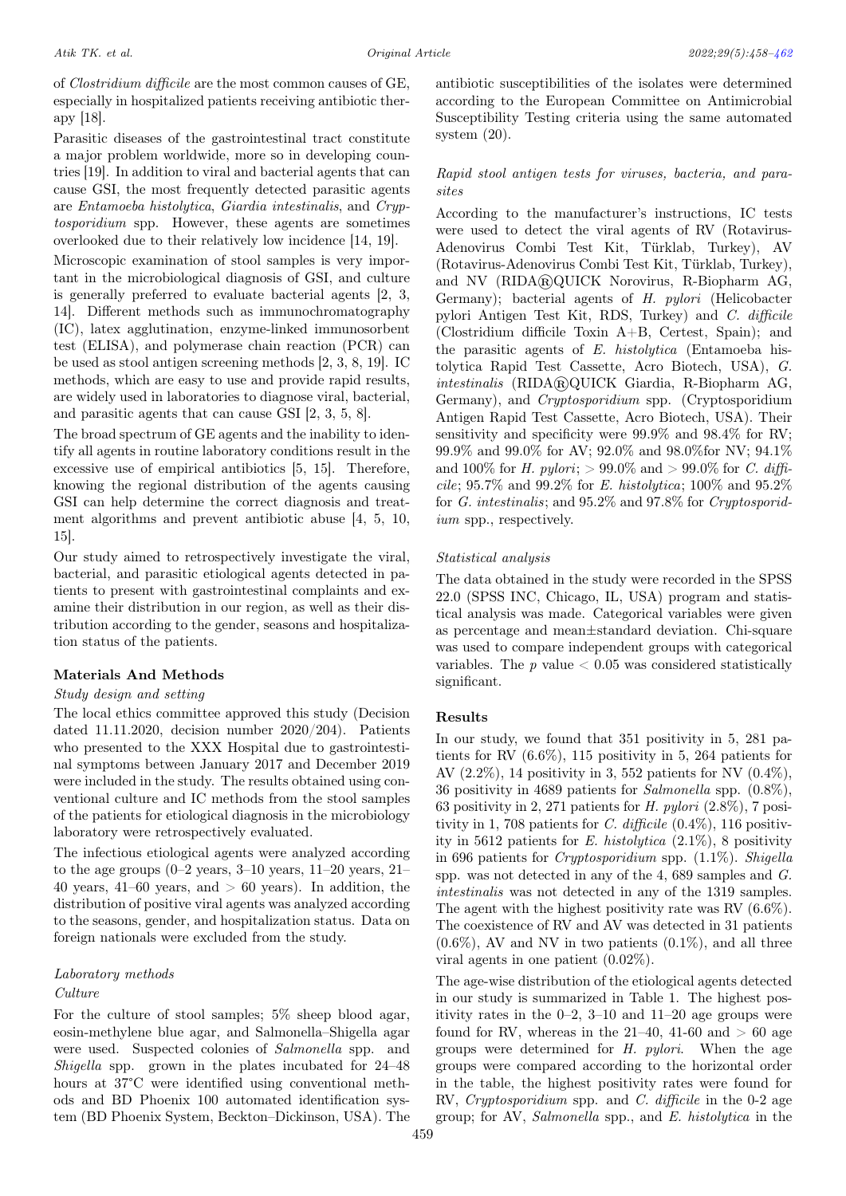of *Clostridium difficile* are the most common causes of GE, especially in hospitalized patients receiving antibiotic therapy [18].

Parasitic diseases of the gastrointestinal tract constitute a major problem worldwide, more so in developing countries [19]. In addition to viral and bacterial agents that can cause GSI, the most frequently detected parasitic agents are *Entamoeba histolytica*, *Giardia intestinalis*, and *Cryptosporidium* spp. However, these agents are sometimes overlooked due to their relatively low incidence [14, 19].

Microscopic examination of stool samples is very important in the microbiological diagnosis of GSI, and culture is generally preferred to evaluate bacterial agents [2, 3, 14]. Different methods such as immunochromatography (IC), latex agglutination, enzyme-linked immunosorbent test (ELISA), and polymerase chain reaction (PCR) can be used as stool antigen screening methods [2, 3, 8, 19]. IC methods, which are easy to use and provide rapid results, are widely used in laboratories to diagnose viral, bacterial, and parasitic agents that can cause GSI [2, 3, 5, 8].

The broad spectrum of GE agents and the inability to identify all agents in routine laboratory conditions result in the excessive use of empirical antibiotics [5, 15]. Therefore, knowing the regional distribution of the agents causing GSI can help determine the correct diagnosis and treatment algorithms and prevent antibiotic abuse [4, 5, 10, 15].

Our study aimed to retrospectively investigate the viral, bacterial, and parasitic etiological agents detected in patients to present with gastrointestinal complaints and examine their distribution in our region, as well as their distribution according to the gender, seasons and hospitalization status of the patients.

## Materials And Methods

### *Study design and setting*

The local ethics committee approved this study (Decision dated 11.11.2020, decision number 2020/204). Patients who presented to the XXX Hospital due to gastrointestinal symptoms between January 2017 and December 2019 were included in the study. The results obtained using conventional culture and IC methods from the stool samples of the patients for etiological diagnosis in the microbiology laboratory were retrospectively evaluated.

The infectious etiological agents were analyzed according to the age groups (0–2 years, 3–10 years, 11–20 years, 21–40 years, 41–60 years, and > 60 years). In addition, the distribution of positive viral agents was analyzed according to the seasons, gender, and hospitalization status. Data on foreign nationals were excluded from the study.

### *Laboratory methods*

#### *Culture*

For the culture of stool samples; 5% sheep blood agar, eosin-methylene blue agar, and Salmonella–Shigella agar were used. Suspected colonies of *Salmonella* spp. and *Shigella* spp. grown in the plates incubated for 24–48 hours at 37°C were identified using conventional methods and BD Phoenix 100 automated identification system (BD Phoenix System, Beckton–Dickinson, USA). The antibiotic susceptibilities of the isolates were determined according to the European Committee on Antimicrobial Susceptibility Testing criteria using the same automated system (20).

### *Rapid stool antigen tests for viruses, bacteria, and parasites*

According to the manufacturer's instructions, IC tests were used to detect the viral agents of RV (Rotavirus-Adenovirus Combi Test Kit, Türklab, Turkey), AV (Rotavirus-Adenovirus Combi Test Kit, Türklab, Turkey), and NV (RIDA®QUICK Norovirus, R-Biopharm AG, Germany); bacterial agents of *H. pylori* (Helicobacter pylori Antigen Test Kit, RDS, Turkey) and *C. difficile* (Clostridium difficile Toxin A+B, Certest, Spain); and the parasitic agents of *E. histolytica* (Entamoeba histolytica Rapid Test Cassette, Acro Biotech, USA), *G. intestinalis* (RIDA®QUICK Giardia, R-Biopharm AG, Germany), and *Cryptosporidium* spp. (Cryptosporidium Antigen Rapid Test Cassette, Acro Biotech, USA). Their sensitivity and specificity were 99.9% and 98.4% for RV; 99.9% and 99.0% for AV; 92.0% and 98.0%for NV; 94.1% and 100% for *H. pylori*; > 99.0% and > 99.0% for *C. difficile*; 95.7% and 99.2% for *E. histolytica*; 100% and 95.2% for *G. intestinalis*; and 95.2% and 97.8% for *Cryptosporidium* spp., respectively.

### *Statistical analysis*

The data obtained in the study were recorded in the SPSS 22.0 (SPSS INC, Chicago, IL, USA) program and statistical analysis was made. Categorical variables were given as percentage and mean±standard deviation. Chi-square was used to compare independent groups with categorical variables. The $p$ value $< 0.05$ was considered statistically significant.

## Results

In our study, we found that 351 positivity in 5, 281 patients for RV (6.6%), 115 positivity in 5, 264 patients for AV (2.2%), 14 positivity in 3, 552 patients for NV (0.4%), 36 positivity in 4689 patients for *Salmonella* spp. (0.8%), 63 positivity in 2, 271 patients for *H. pylori* (2.8%), 7 positivity in 1, 708 patients for *C. difficile* (0.4%), 116 positivity in 5612 patients for *E. histolytica* (2.1%), 8 positivity in 696 patients for *Cryptosporidium* spp. (1.1%). *Shigella* spp. was not detected in any of the 4, 689 samples and *G. intestinalis* was not detected in any of the 1319 samples. The agent with the highest positivity rate was RV (6.6%). The coexistence of RV and AV was detected in 31 patients (0.6%), AV and NV in two patients (0.1%), and all three viral agents in one patient (0.02%).

The age-wise distribution of the etiological agents detected in our study is summarized in Table 1. The highest positivity rates in the 0–2, 3–10 and 11–20 age groups were found for RV, whereas in the 21–40, 41-60 and > 60 age groups were determined for *H. pylori*. When the age groups were compared according to the horizontal order in the table, the highest positivity rates were found for RV, *Cryptosporidium* spp. and *C. difficile* in the 0-2 age group; for AV, *Salmonella* spp., and *E. histolytica* in the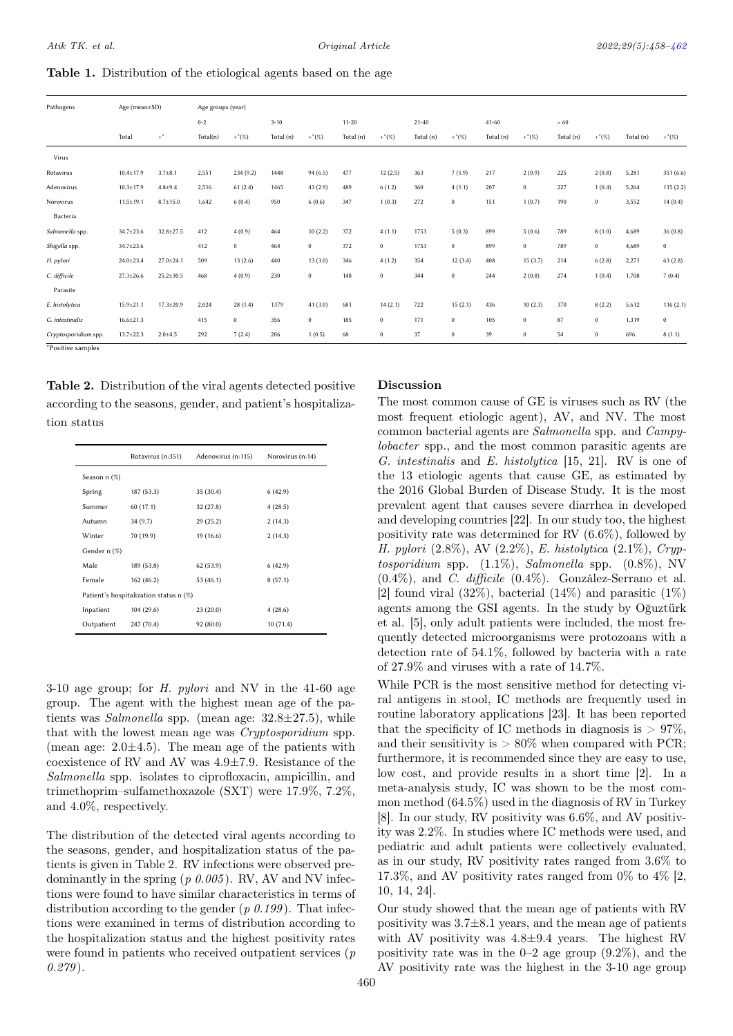**Table 1.** Distribution of the etiological agents based on the age

| Pathogens | Age (mean±SD) | | Age groups (year) | | | | | | | | | | | | | |
|---|---|---|---|---|---|---|---|---|---|---|---|---|---|---|---|---|
| | | | 0-2 | | 3-10 | | 11-20 | | 21-40 | | 41-60 | | > 60 | | | |
| | Total | +* | Total(n) | +*(%) | Total (n) | +*(%) | Total (n) | +*(%) | Total (n) | +*(%) | Total (n) | +*(%) | Total (n) | +*(%) | Total (n) | +*(%) |
| Virus | | | | | | | | | | | | | | | | |
| Rotavirus | 10.4±17.9 | 3.7±8.1 | 2,551 | 234 (9.2) | 1448 | 94 (6.5) | 477 | 12 (2.5) | 363 | 7 (1.9) | 217 | 2 (0.9) | 225 | 2 (0.8) | 5,281 | 351 (6.6) |
| Adenovirus | 10.3±17.9 | 4.8±9.4 | 2,516 | 61 (2.4) | 1465 | 43 (2.9) | 489 | 6 (1.2) | 360 | 4 (1.1) | 207 | 0 | 227 | 1 (0.4) | 5,264 | 115 (2.2) |
| Norovirus | 11.5±19.1 | 8.7±15.0 | 1,642 | 6 (0.4) | 950 | 6 (0.6) | 347 | 1 (0.3) | 272 | 0 | 151 | 1 (0.7) | 190 | 0 | 3,552 | 14 (0.4) |
| Bacteria | | | | | | | | | | | | | | | | |
| *Salmonella* spp. | 34.7±23.6 | 32.8±27.5 | 412 | 4 (0.9) | 464 | 10 (2.2) | 372 | 4 (1.1) | 1753 | 5 (0.3) | 899 | 5 (0.6) | 789 | 8 (1.0) | 4,689 | 36 (0.8) |
| *Shigella* spp. | 34.7±23.6 | | 412 | 0 | 464 | 0 | 372 | 0 | 1753 | 0 | 899 | 0 | 789 | 0 | 4,689 | 0 |
| *H. pylori* | 24.0±23.4 | 27.0±24.1 | 509 | 13 (2.6) | 440 | 13 (3.0) | 346 | 4 (1.2) | 354 | 12 (3.4) | 408 | 15 (3.7) | 214 | 6 (2.8) | 2,271 | 63 (2.8) |
| *C. difficile* | 27.3±26.6 | 25.2±30.5 | 468 | 4 (0.9) | 230 | 0 | 148 | 0 | 344 | 0 | 244 | 2 (0.8) | 274 | 1 (0.4) | 1,708 | 7 (0.4) |
| Parasite | | | | | | | | | | | | | | | | |
| *E. histolytica* | 15.9±21.1 | 17.3±20.9 | 2,024 | 28 (1.4) | 1379 | 41 (3.0) | 681 | 14 (2.1) | 722 | 15 (2.1) | 436 | 10 (2.3) | 370 | 8 (2.2) | 5,612 | 116 (2.1) |
| *G. intestinalis* | 16.6±21.3 | | 415 | 0 | 356 | 0 | 185 | 0 | 171 | 0 | 105 | 0 | 87 | 0 | 1,319 | 0 |
| *Cryptosporidium* spp. | 13.7±22.3 | 2.0±4.5 | 292 | 7 (2.4) | 206 | 1 (0.5) | 68 | 0 | 37 | 0 | 39 | 0 | 54 | 0 | 696 | 8 (1.1) |

*Positive samples

**Table 2.** Distribution of the viral agents detected positive according to the seasons, gender, and patient's hospitalization status

| | Rotavirus (n:351) | Adenovirus (n:115) | Norovirus (n:14) |
|---|---|---|---|
| Season n (%) | | | |
| Spring | 187 (53.3) | 35 (30.4) | 6 (42.9) |
| Summer | 60 (17.1) | 32 (27.8) | 4 (28.5) |
| Autumn | 34 (9.7) | 29 (25.2) | 2 (14.3) |
| Winter | 70 (19.9) | 19 (16.6) | 2 (14.3) |
| Gender n (%) | | | |
| Male | 189 (53.8) | 62 (53.9) | 6 (42.9) |
| Female | 162 (46.2) | 53 (46.1) | 8 (57.1) |
| Patient's hospitalization status n (%) | | | |
| Inpatient | 104 (29.6) | 23 (20.0) | 4 (28.6) |
| Outpatient | 247 (70.4) | 92 (80.0) | 10 (71.4) |

3-10 age group; for *H. pylori* and NV in the 41-60 age group. The agent with the highest mean age of the patients was *Salmonella* spp. (mean age: 32.8±27.5), while that with the lowest mean age was *Cryptosporidium* spp. (mean age: 2.0±4.5). The mean age of the patients with coexistence of RV and AV was 4.9±7.9. Resistance of the *Salmonella* spp. isolates to ciprofloxacin, ampicillin, and trimethoprim–sulfamethoxazole (SXT) were 17.9%, 7.2%, and 4.0%, respectively.

The distribution of the detected viral agents according to the seasons, gender, and hospitalization status of the patients is given in Table 2. RV infections were observed predominantly in the spring (*p 0.005*). RV, AV and NV infections were found to have similar characteristics in terms of distribution according to the gender (*p 0.199*). That infections were examined in terms of distribution according to the hospitalization status and the highest positivity rates were found in patients who received outpatient services (*p 0.279*).

## Discussion

The most common cause of GE is viruses such as RV (the most frequent etiologic agent), AV, and NV. The most common bacterial agents are *Salmonella* spp. and *Campylobacter* spp., and the most common parasitic agents are *G. intestinalis* and *E. histolytica* [15, 21]. RV is one of the 13 etiologic agents that cause GE, as estimated by the 2016 Global Burden of Disease Study. It is the most prevalent agent that causes severe diarrhea in developed and developing countries [22]. In our study too, the highest positivity rate was determined for RV (6.6%), followed by *H. pylori* (2.8%), AV (2.2%), *E. histolytica* (2.1%), *Cryptosporidium* spp. (1.1%), *Salmonella* spp. (0.8%), NV (0.4%), and *C. difficile* (0.4%). González-Serrano et al. [2] found viral (32%), bacterial (14%) and parasitic (1%) agents among the GSI agents. In the study by Oğuztürk et al. [5], only adult patients were included, the most frequently detected microorganisms were protozoans with a detection rate of 54.1%, followed by bacteria with a rate of 27.9% and viruses with a rate of 14.7%.

While PCR is the most sensitive method for detecting viral antigens in stool, IC methods are frequently used in routine laboratory applications [23]. It has been reported that the specificity of IC methods in diagnosis is $> 97\%$, and their sensitivity is $> 80\%$ when compared with PCR; furthermore, it is recommended since they are easy to use, low cost, and provide results in a short time [2]. In a meta-analysis study, IC was shown to be the most common method (64.5%) used in the diagnosis of RV in Turkey [8]. In our study, RV positivity was 6.6%, and AV positivity was 2.2%. In studies where IC methods were used, and pediatric and adult patients were collectively evaluated, as in our study, RV positivity rates ranged from 3.6% to 17.3%, and AV positivity rates ranged from 0% to 4% [2, 10, 14, 24].

Our study showed that the mean age of patients with RV positivity was 3.7±8.1 years, and the mean age of patients with AV positivity was 4.8±9.4 years. The highest RV positivity rate was in the 0–2 age group (9.2%), and the AV positivity rate was the highest in the 3-10 age group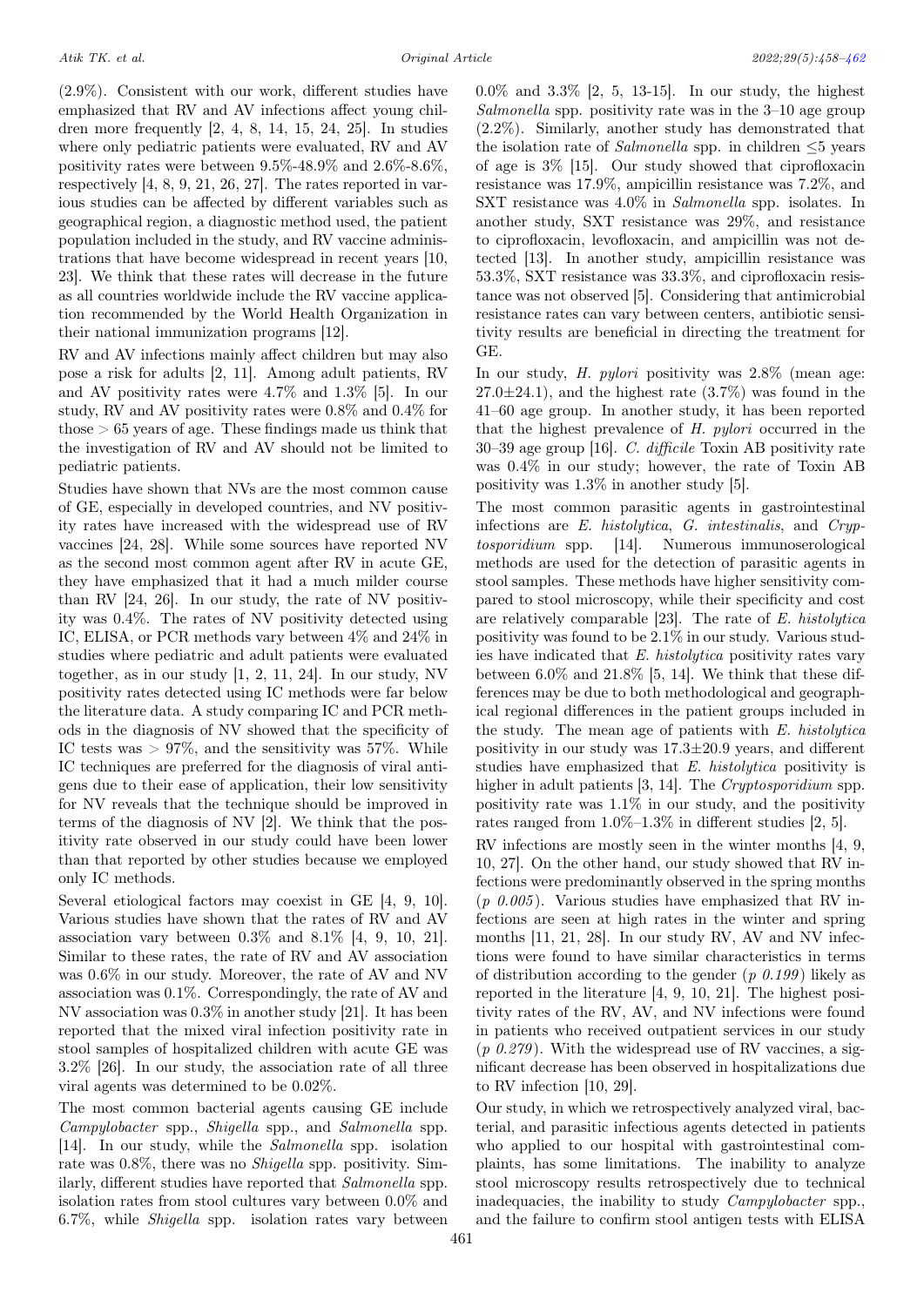(2.9%). Consistent with our work, different studies have emphasized that RV and AV infections affect young children more frequently [2, 4, 8, 14, 15, 24, 25]. In studies where only pediatric patients were evaluated, RV and AV positivity rates were between 9.5%-48.9% and 2.6%-8.6%, respectively [4, 8, 9, 21, 26, 27]. The rates reported in various studies can be affected by different variables such as geographical region, a diagnostic method used, the patient population included in the study, and RV vaccine administrations that have become widespread in recent years [10, 23]. We think that these rates will decrease in the future as all countries worldwide include the RV vaccine application recommended by the World Health Organization in their national immunization programs [12].

RV and AV infections mainly affect children but may also pose a risk for adults [2, 11]. Among adult patients, RV and AV positivity rates were 4.7% and 1.3% [5]. In our study, RV and AV positivity rates were 0.8% and 0.4% for those $> 65$ years of age. These findings made us think that the investigation of RV and AV should not be limited to pediatric patients.

Studies have shown that NVs are the most common cause of GE, especially in developed countries, and NV positivity rates have increased with the widespread use of RV vaccines [24, 28]. While some sources have reported NV as the second most common agent after RV in acute GE, they have emphasized that it had a much milder course than RV [24, 26]. In our study, the rate of NV positivity was 0.4%. The rates of NV positivity detected using IC, ELISA, or PCR methods vary between 4% and 24% in studies where pediatric and adult patients were evaluated together, as in our study [1, 2, 11, 24]. In our study, NV positivity rates detected using IC methods were far below the literature data. A study comparing IC and PCR methods in the diagnosis of NV showed that the specificity of IC tests was $> 97$%, and the sensitivity was 57%. While IC techniques are preferred for the diagnosis of viral antigens due to their ease of application, their low sensitivity for NV reveals that the technique should be improved in terms of the diagnosis of NV [2]. We think that the positivity rate observed in our study could have been lower than that reported by other studies because we employed only IC methods.

Several etiological factors may coexist in GE [4, 9, 10]. Various studies have shown that the rates of RV and AV association vary between 0.3% and 8.1% [4, 9, 10, 21]. Similar to these rates, the rate of RV and AV association was 0.6% in our study. Moreover, the rate of AV and NV association was 0.1%. Correspondingly, the rate of AV and NV association was 0.3% in another study [21]. It has been reported that the mixed viral infection positivity rate in stool samples of hospitalized children with acute GE was 3.2% [26]. In our study, the association rate of all three viral agents was determined to be 0.02%.

The most common bacterial agents causing GE include *Campylobacter* spp., *Shigella* spp., and *Salmonella* spp. [14]. In our study, while the *Salmonella* spp. isolation rate was 0.8%, there was no *Shigella* spp. positivity. Similarly, different studies have reported that *Salmonella* spp. isolation rates from stool cultures vary between 0.0% and 6.7%, while *Shigella* spp. isolation rates vary between 0.0% and 3.3% [2, 5, 13-15]. In our study, the highest *Salmonella* spp. positivity rate was in the 3–10 age group (2.2%). Similarly, another study has demonstrated that the isolation rate of *Salmonella* spp. in children $\leq 5$ years of age is 3% [15]. Our study showed that ciprofloxacin resistance was 17.9%, ampicillin resistance was 7.2%, and SXT resistance was 4.0% in *Salmonella* spp. isolates. In another study, SXT resistance was 29%, and resistance to ciprofloxacin, levofloxacin, and ampicillin was not detected [13]. In another study, ampicillin resistance was 53.3%, SXT resistance was 33.3%, and ciprofloxacin resistance was not observed [5]. Considering that antimicrobial resistance rates can vary between centers, antibiotic sensitivity results are beneficial in directing the treatment for GE.

In our study, *H. pylori* positivity was 2.8% (mean age: $27.0 \pm 24.1$), and the highest rate (3.7%) was found in the 41–60 age group. In another study, it has been reported that the highest prevalence of *H. pylori* occurred in the 30–39 age group [16]. *C. difficile* Toxin AB positivity rate was 0.4% in our study; however, the rate of Toxin AB positivity was 1.3% in another study [5].

The most common parasitic agents in gastrointestinal infections are *E. histolytica*, *G. intestinalis*, and *Cryptosporidium* spp. [14]. Numerous immunoserological methods are used for the detection of parasitic agents in stool samples. These methods have higher sensitivity compared to stool microscopy, while their specificity and cost are relatively comparable [23]. The rate of *E. histolytica* positivity was found to be 2.1% in our study. Various studies have indicated that *E. histolytica* positivity rates vary between 6.0% and 21.8% [5, 14]. We think that these differences may be due to both methodological and geographical regional differences in the patient groups included in the study. The mean age of patients with *E. histolytica* positivity in our study was $17.3 \pm 20.9$ years, and different studies have emphasized that *E. histolytica* positivity is higher in adult patients [3, 14]. The *Cryptosporidium* spp. positivity rate was 1.1% in our study, and the positivity rates ranged from 1.0%–1.3% in different studies [2, 5].

RV infections are mostly seen in the winter months [4, 9, 10, 27]. On the other hand, our study showed that RV infections were predominantly observed in the spring months (*p 0.005*). Various studies have emphasized that RV infections are seen at high rates in the winter and spring months [11, 21, 28]. In our study RV, AV and NV infections were found to have similar characteristics in terms of distribution according to the gender (*p 0.199*) likely as reported in the literature [4, 9, 10, 21]. The highest positivity rates of the RV, AV, and NV infections were found in patients who received outpatient services in our study (*p 0.279*). With the widespread use of RV vaccines, a significant decrease has been observed in hospitalizations due to RV infection [10, 29].

Our study, in which we retrospectively analyzed viral, bacterial, and parasitic infectious agents detected in patients who applied to our hospital with gastrointestinal complaints, has some limitations. The inability to analyze stool microscopy results retrospectively due to technical inadequacies, the inability to study *Campylobacter* spp., and the failure to confirm stool antigen tests with ELISA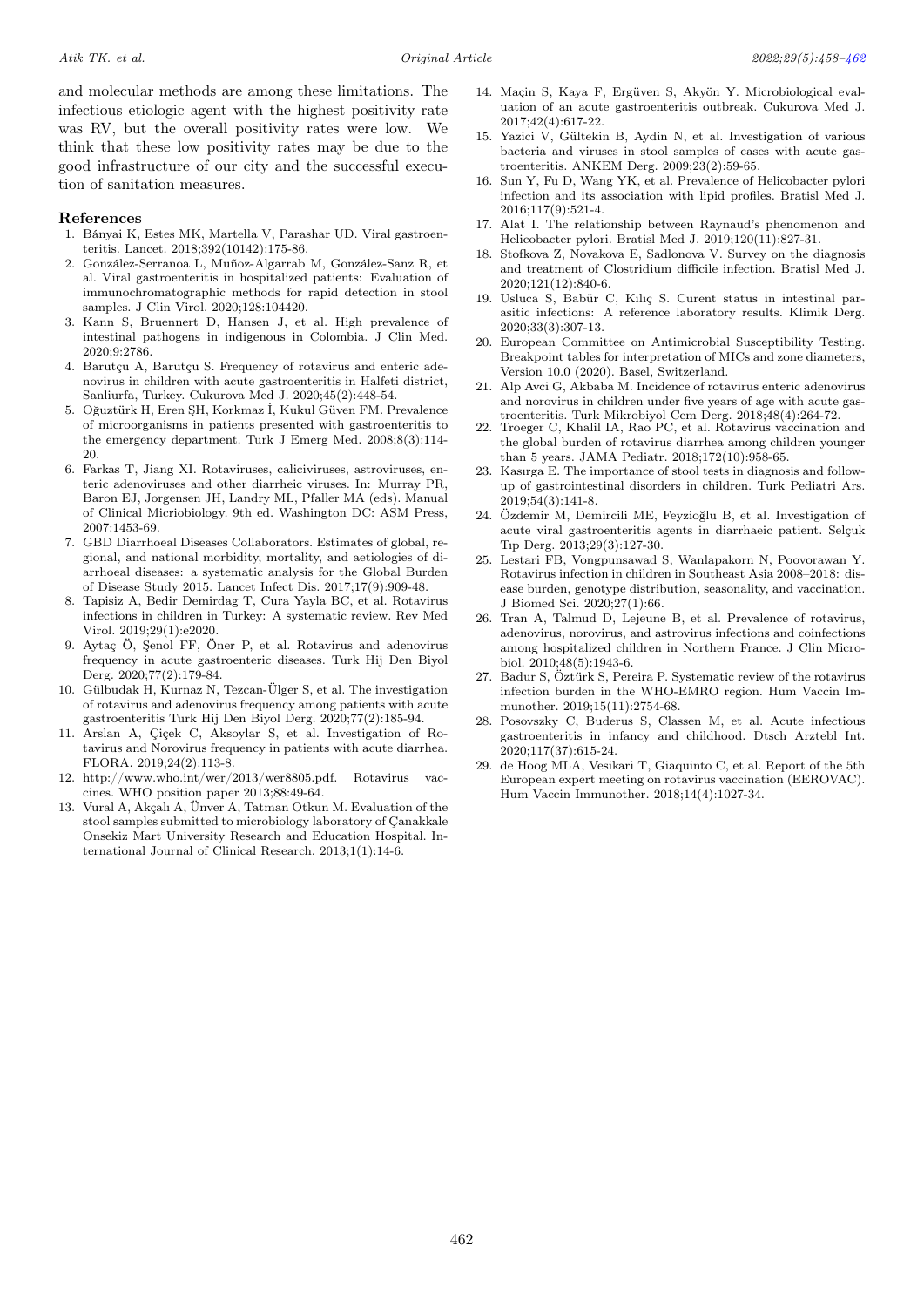and molecular methods are among these limitations. The infectious etiologic agent with the highest positivity rate was RV, but the overall positivity rates were low. We think that these low positivity rates may be due to the good infrastructure of our city and the successful execution of sanitation measures.

## References

1. Bányai K, Estes MK, Martella V, Parashar UD. Viral gastroenteritis. Lancet. 2018;392(10142):175-86.
2. González-Serranoa L, Muñoz-Algarrab M, González-Sanz R, et al. Viral gastroenteritis in hospitalized patients: Evaluation of immunochromatographic methods for rapid detection in stool samples. J Clin Virol. 2020;128:104420.
3. Kann S, Bruennert D, Hansen J, et al. High prevalence of intestinal pathogens in indigenous in Colombia. J Clin Med. 2020;9:2786.
4. Barutçu A, Barutçu S. Frequency of rotavirus and enteric adenovirus in children with acute gastroenteritis in Halfeti district, Sanliurfa, Turkey. Cukurova Med J. 2020;45(2):448-54.
5. Oğuztürk H, Eren ŞH, Korkmaz İ, Kukul Güven FM. Prevalence of microorganisms in patients presented with gastroenteritis to the emergency department. Turk J Emerg Med. 2008;8(3):114-20.
6. Farkas T, Jiang XI. Rotaviruses, caliciviruses, astroviruses, enteric adenoviruses and other diarrheic viruses. In: Murray PR, Baron EJ, Jorgensen JH, Landry ML, Pfaller MA (eds). Manual of Clinical Micriobiology. 9th ed. Washington DC: ASM Press, 2007:1453-69.
7. GBD Diarrhoeal Diseases Collaborators. Estimates of global, regional, and national morbidity, mortality, and aetiologies of diarrhoeal diseases: a systematic analysis for the Global Burden of Disease Study 2015. Lancet Infect Dis. 2017;17(9):909-48.
8. Tapisiz A, Bedir Demirdag T, Cura Yayla BC, et al. Rotavirus infections in children in Turkey: A systematic review. Rev Med Virol. 2019;29(1):e2020.
9. Aytaç Ö, Şenol FF, Öner P, et al. Rotavirus and adenovirus frequency in acute gastroenteric diseases. Turk Hij Den Biyol Derg. 2020;77(2):179-84.
10. Gülbudak H, Kurnaz N, Tezcan-Ülger S, et al. The investigation of rotavirus and adenovirus frequency among patients with acute gastroenteritis Turk Hij Den Biyol Derg. 2020;77(2):185-94.
11. Arslan A, Çiçek C, Aksoylar S, et al. Investigation of Rotavirus and Norovirus frequency in patients with acute diarrhea. FLORA. 2019;24(2):113-8.
12. http://www.who.int/wer/2013/wer8805.pdf. Rotavirus vaccines. WHO position paper 2013;88:49-64.
13. Vural A, Akçalı A, Ünver A, Tatman Otkun M. Evaluation of the stool samples submitted to microbiology laboratory of Çanakkale Onsekiz Mart University Research and Education Hospital. International Journal of Clinical Research. 2013;1(1):14-6.
14. Maçin S, Kaya F, Ergüven S, Akyön Y. Microbiological evaluation of an acute gastroenteritis outbreak. Cukurova Med J. 2017;42(4):617-22.
15. Yazici V, Gültekin B, Aydin N, et al. Investigation of various bacteria and viruses in stool samples of cases with acute gastroenteritis. ANKEM Derg. 2009;23(2):59-65.
16. Sun Y, Fu D, Wang YK, et al. Prevalence of Helicobacter pylori infection and its association with lipid profiles. Bratisl Med J. 2016;117(9):521-4.
17. Alat I. The relationship between Raynaud's phenomenon and Helicobacter pylori. Bratisl Med J. 2019;120(11):827-31.
18. Stofkova Z, Novakova E, Sadlonova V. Survey on the diagnosis and treatment of Clostridium difficile infection. Bratisl Med J. 2020;121(12):840-6.
19. Usluca S, Babür C, Kılıç S. Curent status in intestinal parasitic infections: A reference laboratory results. Klimik Derg. 2020;33(3):307-13.
20. European Committee on Antimicrobial Susceptibility Testing. Breakpoint tables for interpretation of MICs and zone diameters, Version 10.0 (2020). Basel, Switzerland.
21. Alp Avci G, Akbaba M. Incidence of rotavirus enteric adenovirus and norovirus in children under five years of age with acute gastroenteritis. Turk Mikrobiyol Cem Derg. 2018;48(4):264-72.
22. Troeger C, Khalil IA, Rao PC, et al. Rotavirus vaccination and the global burden of rotavirus diarrhea among children younger than 5 years. JAMA Pediatr. 2018;172(10):958-65.
23. Kasırga E. The importance of stool tests in diagnosis and follow-up of gastrointestinal disorders in children. Turk Pediatri Ars. 2019;54(3):141-8.
24. Özdemir M, Demircili ME, Feyzioğlu B, et al. Investigation of acute viral gastroenteritis agents in diarrhaeic patient. Selçuk Tıp Derg. 2013;29(3):127-30.
25. Lestari FB, Vongpunsawad S, Wanlapakorn N, Poovorawan Y. Rotavirus infection in children in Southeast Asia 2008–2018: disease burden, genotype distribution, seasonality, and vaccination. J Biomed Sci. 2020;27(1):66.
26. Tran A, Talmud D, Lejeune B, et al. Prevalence of rotavirus, adenovirus, norovirus, and astrovirus infections and coinfections among hospitalized children in Northern France. J Clin Microbiol. 2010;48(5):1943-6.
27. Badur S, Öztürk S, Pereira P. Systematic review of the rotavirus infection burden in the WHO-EMRO region. Hum Vaccin Immunother. 2019;15(11):2754-68.
28. Posovszky C, Buderus S, Classen M, et al. Acute infectious gastroenteritis in infancy and childhood. Dtsch Arztebl Int. 2020;117(37):615-24.
29. de Hoog MLA, Vesikari T, Giaquinto C, et al. Report of the 5th European expert meeting on rotavirus vaccination (EEROVAC). Hum Vaccin Immunother. 2018;14(4):1027-34.